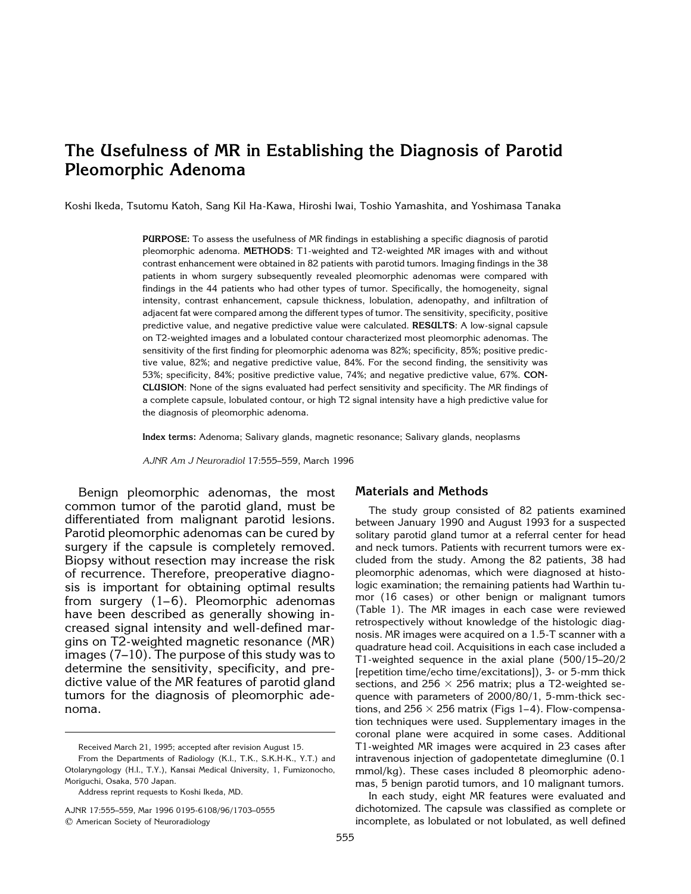# The Usefulness of MR in Establishing the Diagnosis of Parotid Pleomorphic Adenoma

Koshi Ikeda, Tsutomu Katoh, Sang Kil Ha-Kawa, Hiroshi Iwai, Toshio Yamashita, and Yoshimasa Tanaka

**PURPOSE:** To assess the usefulness of MR findings in establishing a specific diagnosis of parotid pleomorphic adenoma. **METHODS**: T1-weighted and T2-weighted MR images with and without contrast enhancement were obtained in 82 patients with parotid tumors. Imaging findings in the 38 patients in whom surgery subsequently revealed pleomorphic adenomas were compared with findings in the 44 patients who had other types of tumor. Specifically, the homogeneity, signal intensity, contrast enhancement, capsule thickness, lobulation, adenopathy, and infiltration of adjacent fat were compared among the different types of tumor. The sensitivity, specificity, positive predictive value, and negative predictive value were calculated. **RESULTS**: A low-signal capsule on T2-weighted images and a lobulated contour characterized most pleomorphic adenomas. The sensitivity of the first finding for pleomorphic adenoma was 82%; specificity, 85%; positive predictive value, 82%; and negative predictive value, 84%. For the second finding, the sensitivity was 53%; specificity, 84%; positive predictive value, 74%; and negative predictive value, 67%. **CONCLUSION**: None of the signs evaluated had perfect sensitivity and specificity. The MR findings of a complete capsule, lobulated contour, or high T2 signal intensity have a high predictive value for the diagnosis of pleomorphic adenoma.

**Index terms:** Adenoma; Salivary glands, magnetic resonance; Salivary glands, neoplasms

*AJNR Am J Neuroradiol* 17:555–559, March 1996

Benign pleomorphic adenomas, the most common tumor of the parotid gland, must be differentiated from malignant parotid lesions. Parotid pleomorphic adenomas can be cured by surgery if the capsule is completely removed. Biopsy without resection may increase the risk of recurrence. Therefore, preoperative diagnosis is important for obtaining optimal results from surgery (1–6). Pleomorphic adenomas have been described as generally showing increased signal intensity and well-defined margins on T2-weighted magnetic resonance (MR) images (7–10). The purpose of this study was to determine the sensitivity, specificity, and predictive value of the MR features of parotid gland tumors for the diagnosis of pleomorphic adenoma.

Received March 21, 1995; accepted after revision August 15.

From the Departments of Radiology (K.I., T.K., S.K.H-K., Y.T.) and Otolaryngology (H.I., T.Y.), Kansai Medical University, 1, Fumizonocho, Moriguchi, Osaka, 570 Japan.

Address reprint requests to Koshi Ikeda, MD.

AJNR 17:555–559, Mar 1996 0195-6108/96/1703–0555

© American Society of Neuroradiology

## Materials and Methods

The study group consisted of 82 patients examined between January 1990 and August 1993 for a suspected solitary parotid gland tumor at a referral center for head and neck tumors. Patients with recurrent tumors were excluded from the study. Among the 82 patients, 38 had pleomorphic adenomas, which were diagnosed at histologic examination; the remaining patients had Warthin tumor (16 cases) or other benign or malignant tumors (Table 1). The MR images in each case were reviewed retrospectively without knowledge of the histologic diagnosis. MR images were acquired on a 1.5-T scanner with a quadrature head coil. Acquisitions in each case included a T1-weighted sequence in the axial plane (500/15–20/2 [repetition time/echo time/excitations]), 3- or 5-mm thick sections, and 256 × 256 matrix; plus a T2-weighted sequence with parameters of 2000/80/1, 5-mm-thick sections, and 256 × 256 matrix (Figs 1–4). Flow-compensation techniques were used. Supplementary images in the coronal plane were acquired in some cases. Additional T1-weighted MR images were acquired in 23 cases after intravenous injection of gadopentetate dimeglumine (0.1 mmol/kg). These cases included 8 pleomorphic adenomas, 5 benign parotid tumors, and 10 malignant tumors.

In each study, eight MR features were evaluated and dichotomized. The capsule was classified as complete or incomplete, as lobulated or not lobulated, as well defined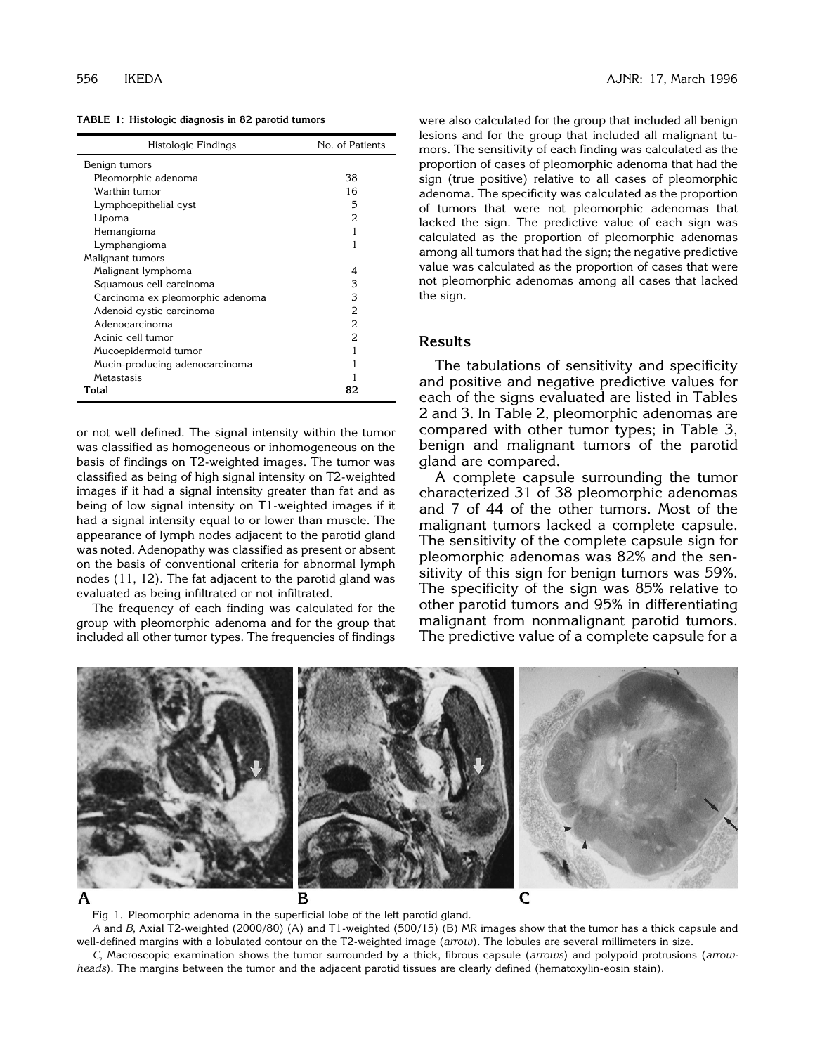**TABLE 1: Histologic diagnosis in 82 parotid tumors**

| Histologic Findings | No. of Patients |
|---|---|
| Benign tumors | |
| Pleomorphic adenoma | 38 |
| Warthin tumor | 16 |
| Lymphoepithelial cyst | 5 |
| Lipoma | 2 |
| Hemangioma | 1 |
| Lymphangioma | 1 |
| Malignant tumors | |
| Malignant lymphoma | 4 |
| Squamous cell carcinoma | 3 |
| Carcinoma ex pleomorphic adenoma | 3 |
| Adenoid cystic carcinoma | 2 |
| Adenocarcinoma | 2 |
| Acinic cell tumor | 2 |
| Mucoepidermoid tumor | 1 |
| Mucin-producing adenocarcinoma | 1 |
| Metastasis | 1 |
| **Total** | **82** |

or not well defined. The signal intensity within the tumor was classified as homogeneous or inhomogeneous on the basis of findings on T2-weighted images. The tumor was classified as being of high signal intensity on T2-weighted images if it had a signal intensity greater than fat and as being of low signal intensity on T1-weighted images if it had a signal intensity equal to or lower than muscle. The appearance of lymph nodes adjacent to the parotid gland was noted. Adenopathy was classified as present or absent on the basis of conventional criteria for abnormal lymph nodes (11, 12). The fat adjacent to the parotid gland was evaluated as being infiltrated or not infiltrated.

The frequency of each finding was calculated for the group with pleomorphic adenoma and for the group that included all other tumor types. The frequencies of findings were also calculated for the group that included all benign lesions and for the group that included all malignant tumors. The sensitivity of each finding was calculated as the proportion of cases of pleomorphic adenoma that had the sign (true positive) relative to all cases of pleomorphic adenoma. The specificity was calculated as the proportion of tumors that were not pleomorphic adenomas that lacked the sign. The predictive value of each sign was calculated as the proportion of pleomorphic adenomas among all tumors that had the sign; the negative predictive value was calculated as the proportion of cases that were not pleomorphic adenomas among all cases that lacked the sign.

## Results

The tabulations of sensitivity and specificity and positive and negative predictive values for each of the signs evaluated are listed in Tables 2 and 3. In Table 2, pleomorphic adenomas are compared with other tumor types; in Table 3, benign and malignant tumors of the parotid gland are compared.

A complete capsule surrounding the tumor characterized 31 of 38 pleomorphic adenomas and 7 of 44 of the other tumors. Most of the malignant tumors lacked a complete capsule. The sensitivity of the complete capsule sign for pleomorphic adenomas was 82% and the sensitivity of this sign for benign tumors was 59%. The specificity of the sign was 85% relative to other parotid tumors and 95% in differentiating malignant from nonmalignant parotid tumors. The predictive value of a complete capsule for a

Fig 1. Pleomorphic adenoma in the superficial lobe of the left parotid gland.

*A* and *B*, Axial T2-weighted (2000/80) (A) and T1-weighted (500/15) (B) MR images show that the tumor has a thick capsule and well-defined margins with a lobulated contour on the T2-weighted image (*arrow*). The lobules are several millimeters in size.

*C*, Macroscopic examination shows the tumor surrounded by a thick, fibrous capsule (*arrows*) and polypoid protrusions (*arrowheads*). The margins between the tumor and the adjacent parotid tissues are clearly defined (hematoxylin-eosin stain).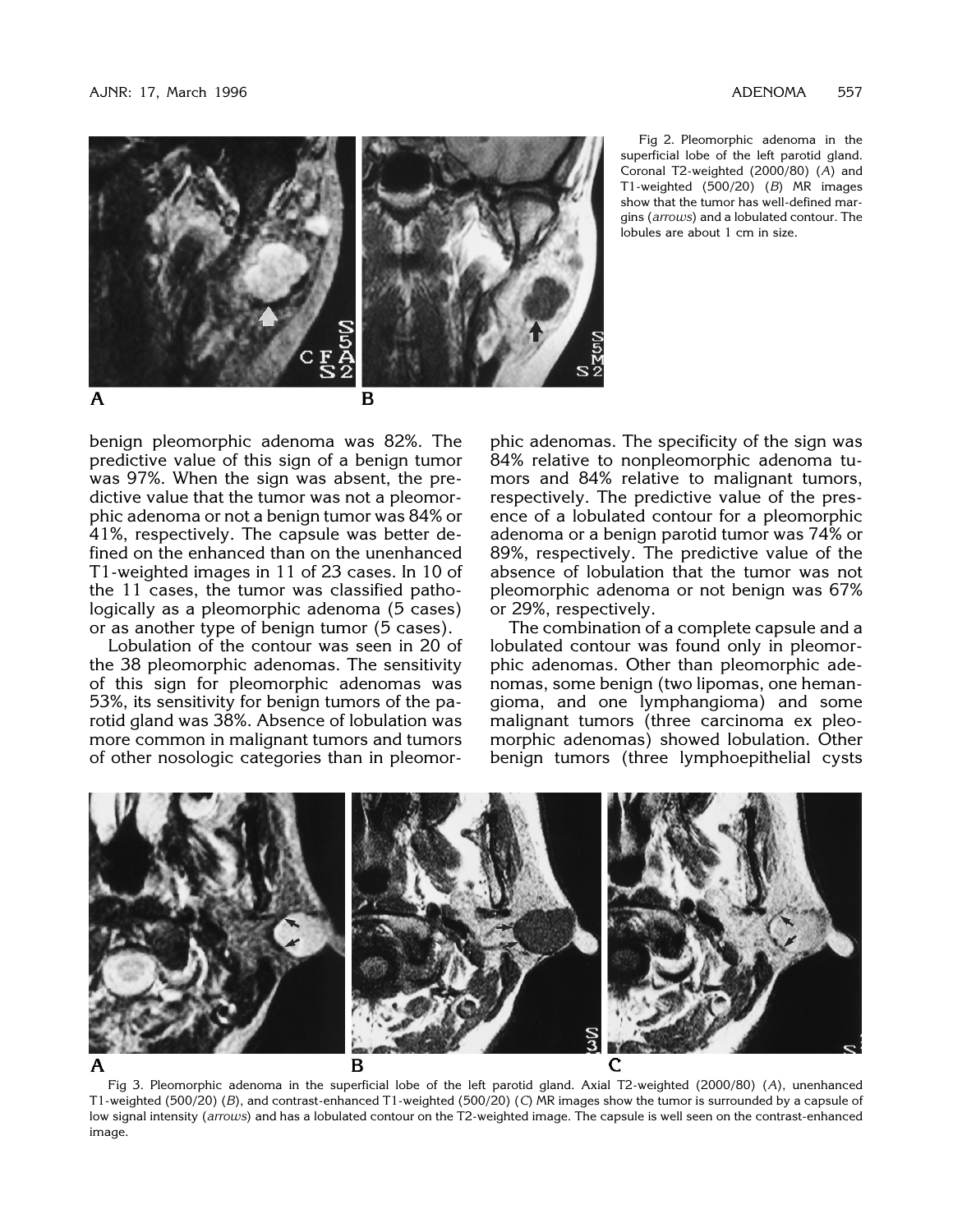Fig 2. Pleomorphic adenoma in the superficial lobe of the left parotid gland. Coronal T2-weighted (2000/80) (*A*) and T1-weighted (500/20) (*B*) MR images show that the tumor has well-defined margins (*arrows*) and a lobulated contour. The lobules are about 1 cm in size.

benign pleomorphic adenoma was 82%. The predictive value of this sign of a benign tumor was 97%. When the sign was absent, the predictive value that the tumor was not a pleomorphic adenoma or not a benign tumor was 84% or 41%, respectively. The capsule was better defined on the enhanced than on the unenhanced T1-weighted images in 11 of 23 cases. In 10 of the 11 cases, the tumor was classified pathologically as a pleomorphic adenoma (5 cases) or as another type of benign tumor (5 cases).

Lobulation of the contour was seen in 20 of the 38 pleomorphic adenomas. The sensitivity of this sign for pleomorphic adenomas was 53%, its sensitivity for benign tumors of the parotid gland was 38%. Absence of lobulation was more common in malignant tumors and tumors of other nosologic categories than in pleomorphic adenomas. The specificity of the sign was 84% relative to nonpleomorphic adenoma tumors and 84% relative to malignant tumors, respectively. The predictive value of the presence of a lobulated contour for a pleomorphic adenoma or a benign parotid tumor was 74% or 89%, respectively. The predictive value of the absence of lobulation that the tumor was not pleomorphic adenoma or not benign was 67% or 29%, respectively.

The combination of a complete capsule and a lobulated contour was found only in pleomorphic adenomas. Other than pleomorphic adenomas, some benign (two lipomas, one hemangioma, and one lymphangioma) and some malignant tumors (three carcinoma ex pleomorphic adenomas) showed lobulation. Other benign tumors (three lymphoepithelial cysts

Fig 3. Pleomorphic adenoma in the superficial lobe of the left parotid gland. Axial T2-weighted (2000/80) (*A*), unenhanced T1-weighted (500/20) (*B*), and contrast-enhanced T1-weighted (500/20) (*C*) MR images show the tumor is surrounded by a capsule of low signal intensity (*arrows*) and has a lobulated contour on the T2-weighted image. The capsule is well seen on the contrast-enhanced image.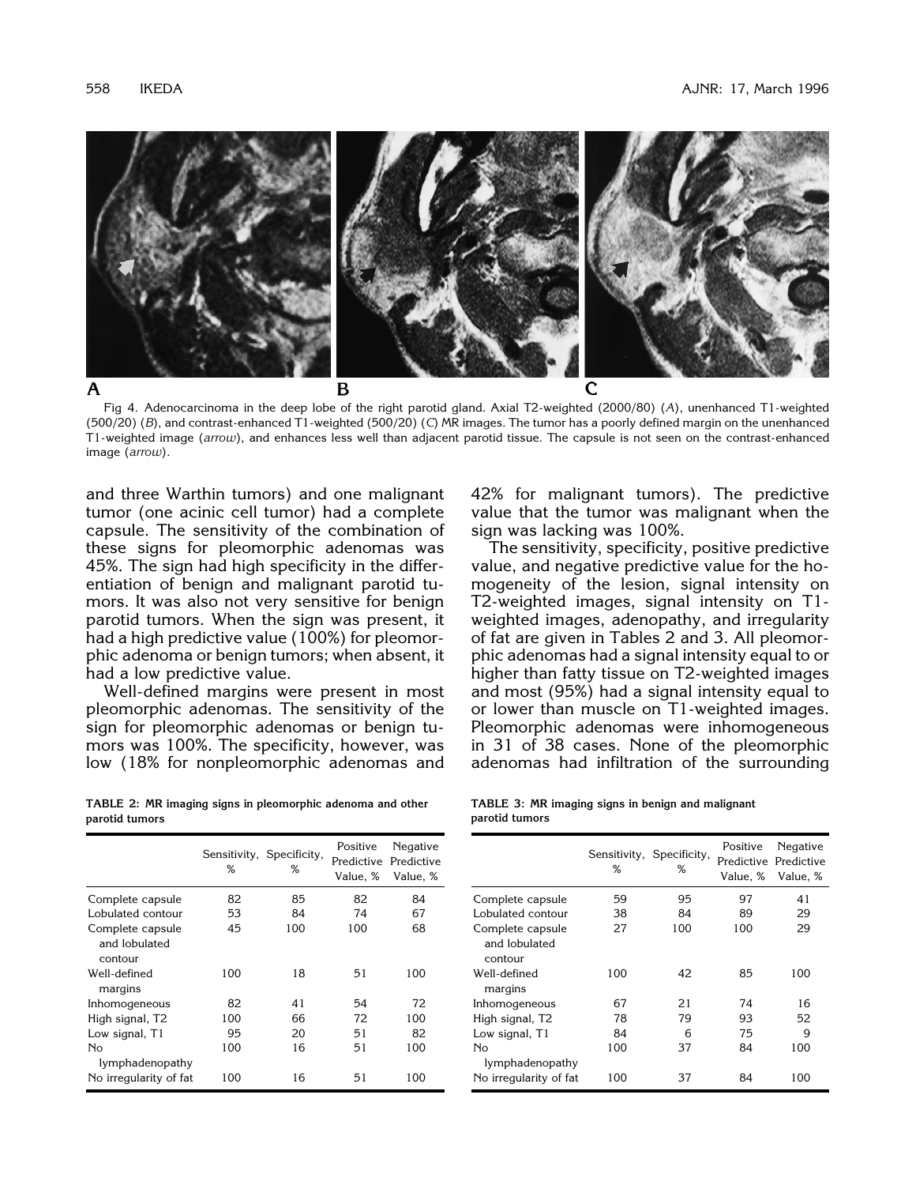Fig 4. Adenocarcinoma in the deep lobe of the right parotid gland. Axial T2-weighted (2000/80) (*A*), unenhanced T1-weighted (500/20) (*B*), and contrast-enhanced T1-weighted (500/20) (*C*) MR images. The tumor has a poorly defined margin on the unenhanced T1-weighted image (*arrow*), and enhances less well than adjacent parotid tissue. The capsule is not seen on the contrast-enhanced image (*arrow*).

and three Warthin tumors) and one malignant tumor (one acinic cell tumor) had a complete capsule. The sensitivity of the combination of these signs for pleomorphic adenomas was 45%. The sign had high specificity in the differentiation of benign and malignant parotid tumors. It was also not very sensitive for benign parotid tumors. When the sign was present, it had a high predictive value (100%) for pleomorphic adenoma or benign tumors; when absent, it had a low predictive value.

Well-defined margins were present in most pleomorphic adenomas. The sensitivity of the sign for pleomorphic adenomas or benign tumors was 100%. The specificity, however, was low (18% for nonpleomorphic adenomas and 42% for malignant tumors). The predictive value that the tumor was malignant when the sign was lacking was 100%.

The sensitivity, specificity, positive predictive value, and negative predictive value for the homogeneity of the lesion, signal intensity on T2-weighted images, signal intensity on T1-weighted images, adenopathy, and irregularity of fat are given in Tables 2 and 3. All pleomorphic adenomas had a signal intensity equal to or higher than fatty tissue on T2-weighted images and most (95%) had a signal intensity equal to or lower than muscle on T1-weighted images. Pleomorphic adenomas were inhomogeneous in 31 of 38 cases. None of the pleomorphic adenomas had infiltration of the surrounding

**TABLE 2: MR imaging signs in pleomorphic adenoma and other parotid tumors**

| | Sensitivity, % | Specificity, % | Positive Predictive Value, % | Negative Predictive Value, % |
|---|---|---|---|---|
| Complete capsule | 82 | 85 | 82 | 84 |
| Lobulated contour | 53 | 84 | 74 | 67 |
| Complete capsule and lobulated contour | 45 | 100 | 100 | 68 |
| Well-defined margins | 100 | 18 | 51 | 100 |
| Inhomogeneous | 82 | 41 | 54 | 72 |
| High signal, T2 | 100 | 66 | 72 | 100 |
| Low signal, T1 | 95 | 20 | 51 | 82 |
| No lymphadenopathy | 100 | 16 | 51 | 100 |
| No irregularity of fat | 100 | 16 | 51 | 100 |

**TABLE 3: MR imaging signs in benign and malignant parotid tumors**

| | Sensitivity, % | Specificity, % | Positive Predictive Value, % | Negative Predictive Value, % |
|---|---|---|---|---|
| Complete capsule | 59 | 95 | 97 | 41 |
| Lobulated contour | 38 | 84 | 89 | 29 |
| Complete capsule and lobulated contour | 27 | 100 | 100 | 29 |
| Well-defined margins | 100 | 42 | 85 | 100 |
| Inhomogeneous | 67 | 21 | 74 | 16 |
| High signal, T2 | 78 | 79 | 93 | 52 |
| Low signal, T1 | 84 | 6 | 75 | 9 |
| No lymphadenopathy | 100 | 37 | 84 | 100 |
| No irregularity of fat | 100 | 37 | 84 | 100 |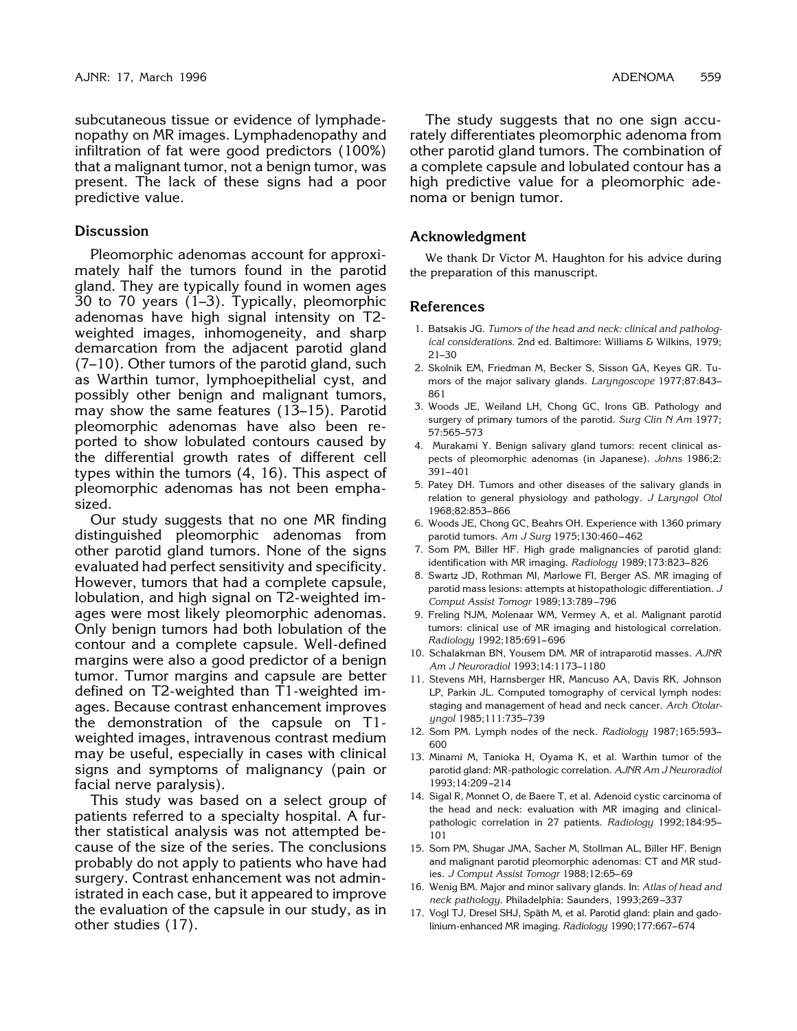subcutaneous tissue or evidence of lymphadenopathy on MR images. Lymphadenopathy and infiltration of fat were good predictors (100%) that a malignant tumor, not a benign tumor, was present. The lack of these signs had a poor predictive value.

## Discussion

Pleomorphic adenomas account for approximately half the tumors found in the parotid gland. They are typically found in women ages 30 to 70 years (1–3). Typically, pleomorphic adenomas have high signal intensity on T2-weighted images, inhomogeneity, and sharp demarcation from the adjacent parotid gland (7–10). Other tumors of the parotid gland, such as Warthin tumor, lymphoepithelial cyst, and possibly other benign and malignant tumors, may show the same features (13–15). Parotid pleomorphic adenomas have also been reported to show lobulated contours caused by the differential growth rates of different cell types within the tumors (4, 16). This aspect of pleomorphic adenomas has not been emphasized.

Our study suggests that no one MR finding distinguished pleomorphic adenomas from other parotid gland tumors. None of the signs evaluated had perfect sensitivity and specificity. However, tumors that had a complete capsule, lobulation, and high signal on T2-weighted images were most likely pleomorphic adenomas. Only benign tumors had both lobulation of the contour and a complete capsule. Well-defined margins were also a good predictor of a benign tumor. Tumor margins and capsule are better defined on T2-weighted than T1-weighted images. Because contrast enhancement improves the demonstration of the capsule on T1-weighted images, intravenous contrast medium may be useful, especially in cases with clinical signs and symptoms of malignancy (pain or facial nerve paralysis).

This study was based on a select group of patients referred to a specialty hospital. A further statistical analysis was not attempted because of the size of the series. The conclusions probably do not apply to patients who have had surgery. Contrast enhancement was not administrated in each case, but it appeared to improve the evaluation of the capsule in our study, as in other studies (17).

The study suggests that no one sign accurately differentiates pleomorphic adenoma from other parotid gland tumors. The combination of a complete capsule and lobulated contour has a high predictive value for a pleomorphic adenoma or benign tumor.

## Acknowledgment

We thank Dr Victor M. Haughton for his advice during the preparation of this manuscript.

## References

1. Batsakis JG. *Tumors of the head and neck: clinical and pathological considerations.* 2nd ed. Baltimore: Williams & Wilkins, 1979; 21–30
2. Skolnik EM, Friedman M, Becker S, Sisson GA, Keyes GR. Tumors of the major salivary glands. *Laryngoscope* 1977;87:843–861
3. Woods JE, Weiland LH, Chong GC, Irons GB. Pathology and surgery of primary tumors of the parotid. *Surg Clin N Am* 1977; 57:565–573
4. Murakami Y. Benign salivary gland tumors: recent clinical aspects of pleomorphic adenomas (in Japanese). *Johns* 1986;2: 391–401
5. Patey DH. Tumors and other diseases of the salivary glands in relation to general physiology and pathology. *J Laryngol Otol* 1968;82:853–866
6. Woods JE, Chong GC, Beahrs OH. Experience with 1360 primary parotid tumors. *Am J Surg* 1975;130:460–462
7. Som PM, Biller HF. High grade malignancies of parotid gland: identification with MR imaging. *Radiology* 1989;173:823–826
8. Swartz JD, Rothman MI, Marlowe FI, Berger AS. MR imaging of parotid mass lesions: attempts at histopathologic differentiation. *J Comput Assist Tomogr* 1989;13:789–796
9. Freling NJM, Molenaar WM, Vermey A, et al. Malignant parotid tumors: clinical use of MR imaging and histological correlation. *Radiology* 1992;185:691–696
10. Schalakman BN, Yousem DM. MR of intraparotid masses. *AJNR Am J Neuroradiol* 1993;14:1173–1180
11. Stevens MH, Harnsberger HR, Mancuso AA, Davis RK, Johnson LP, Parkin JL. Computed tomography of cervical lymph nodes: staging and management of head and neck cancer. *Arch Otolaryngol* 1985;111:735–739
12. Som PM. Lymph nodes of the neck. *Radiology* 1987;165:593–600
13. Minami M, Tanioka H, Oyama K, et al. Warthin tumor of the parotid gland: MR-pathologic correlation. *AJNR Am J Neuroradiol* 1993;14:209–214
14. Sigal R, Monnet O, de Baere T, et al. Adenoid cystic carcinoma of the head and neck: evaluation with MR imaging and clinical-pathologic correlation in 27 patients. *Radiology* 1992;184:95–101
15. Som PM, Shugar JMA, Sacher M, Stollman AL, Biller HF. Benign and malignant parotid pleomorphic adenomas: CT and MR studies. *J Comput Assist Tomogr* 1988;12:65–69
16. Wenig BM. Major and minor salivary glands. In: *Atlas of head and neck pathology.* Philadelphia: Saunders, 1993;269–337
17. Vogl TJ, Dresel SHJ, Späth M, et al. Parotid gland: plain and gadolinium-enhanced MR imaging. *Radiology* 1990;177:667–674